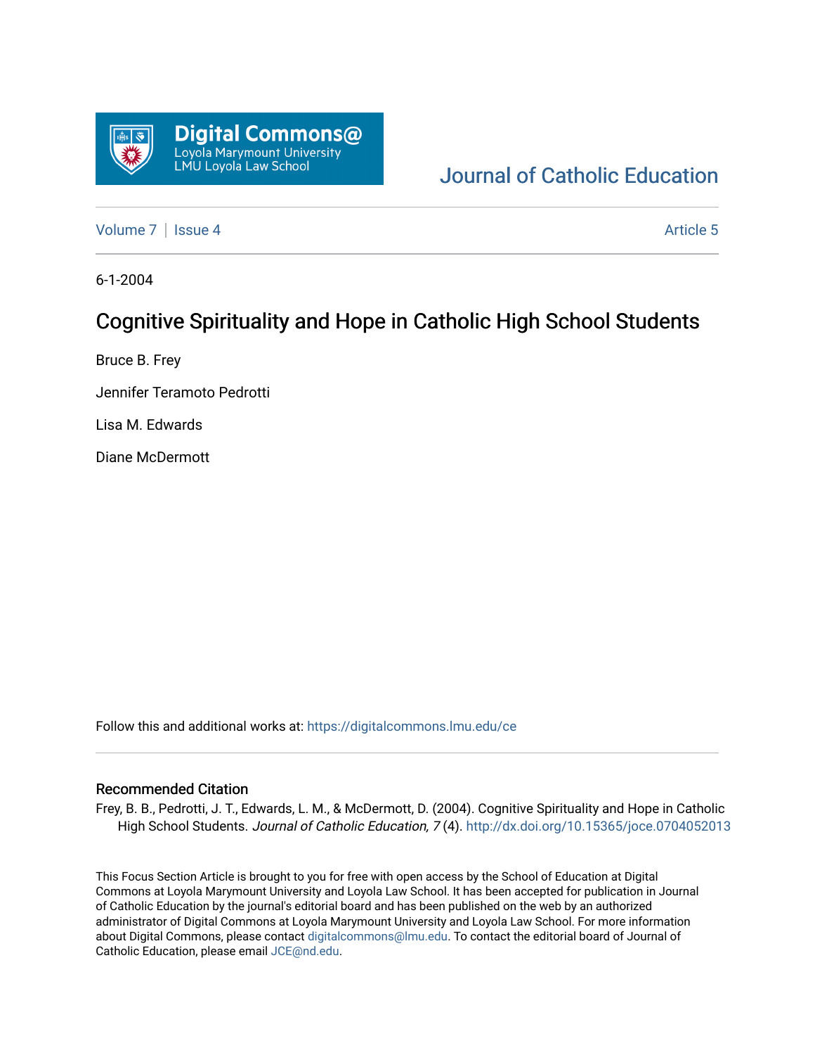Digital Commons@ Loyola Marymount University LMU Loyola Law School

Journal of Catholic Education

Volume 7 | Issue 4 — Article 5

6-1-2004

# Cognitive Spirituality and Hope in Catholic High School Students

Bruce B. Frey

Jennifer Teramoto Pedrotti

Lisa M. Edwards

Diane McDermott

Follow this and additional works at: https://digitalcommons.lmu.edu/ce

## Recommended Citation

Frey, B. B., Pedrotti, J. T., Edwards, L. M., & McDermott, D. (2004). Cognitive Spirituality and Hope in Catholic High School Students. *Journal of Catholic Education, 7* (4). http://dx.doi.org/10.15365/joce.0704052013

This Focus Section Article is brought to you for free with open access by the School of Education at Digital Commons at Loyola Marymount University and Loyola Law School. It has been accepted for publication in Journal of Catholic Education by the journal's editorial board and has been published on the web by an authorized administrator of Digital Commons at Loyola Marymount University and Loyola Law School. For more information about Digital Commons, please contact digitalcommons@lmu.edu. To contact the editorial board of Journal of Catholic Education, please email JCE@nd.edu.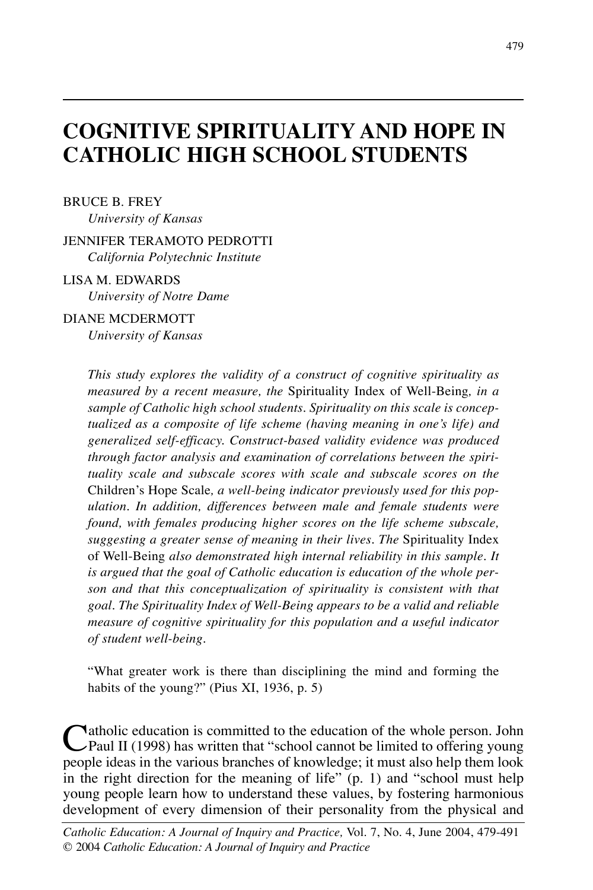# COGNITIVE SPIRITUALITY AND HOPE IN CATHOLIC HIGH SCHOOL STUDENTS

BRUCE B. FREY
*University of Kansas*

JENNIFER TERAMOTO PEDROTTI
*California Polytechnic Institute*

LISA M. EDWARDS
*University of Notre Dame*

DIANE MCDERMOTT
*University of Kansas*

*This study explores the validity of a construct of cognitive spirituality as measured by a recent measure, the* Spirituality Index of Well-Being*, in a sample of Catholic high school students. Spirituality on this scale is conceptualized as a composite of life scheme (having meaning in one's life) and generalized self-efficacy. Construct-based validity evidence was produced through factor analysis and examination of correlations between the spirituality scale and subscale scores with scale and subscale scores on the* Children's Hope Scale*, a well-being indicator previously used for this population. In addition, differences between male and female students were found, with females producing higher scores on the life scheme subscale, suggesting a greater sense of meaning in their lives. The* Spirituality Index of Well-Being *also demonstrated high internal reliability in this sample. It is argued that the goal of Catholic education is education of the whole person and that this conceptualization of spirituality is consistent with that goal. The Spirituality Index of Well-Being appears to be a valid and reliable measure of cognitive spirituality for this population and a useful indicator of student well-being.*

"What greater work is there than disciplining the mind and forming the habits of the young?" (Pius XI, 1936, p. 5)

Catholic education is committed to the education of the whole person. John Paul II (1998) has written that "school cannot be limited to offering young people ideas in the various branches of knowledge; it must also help them look in the right direction for the meaning of life" (p. 1) and "school must help young people learn how to understand these values, by fostering harmonious development of every dimension of their personality from the physical and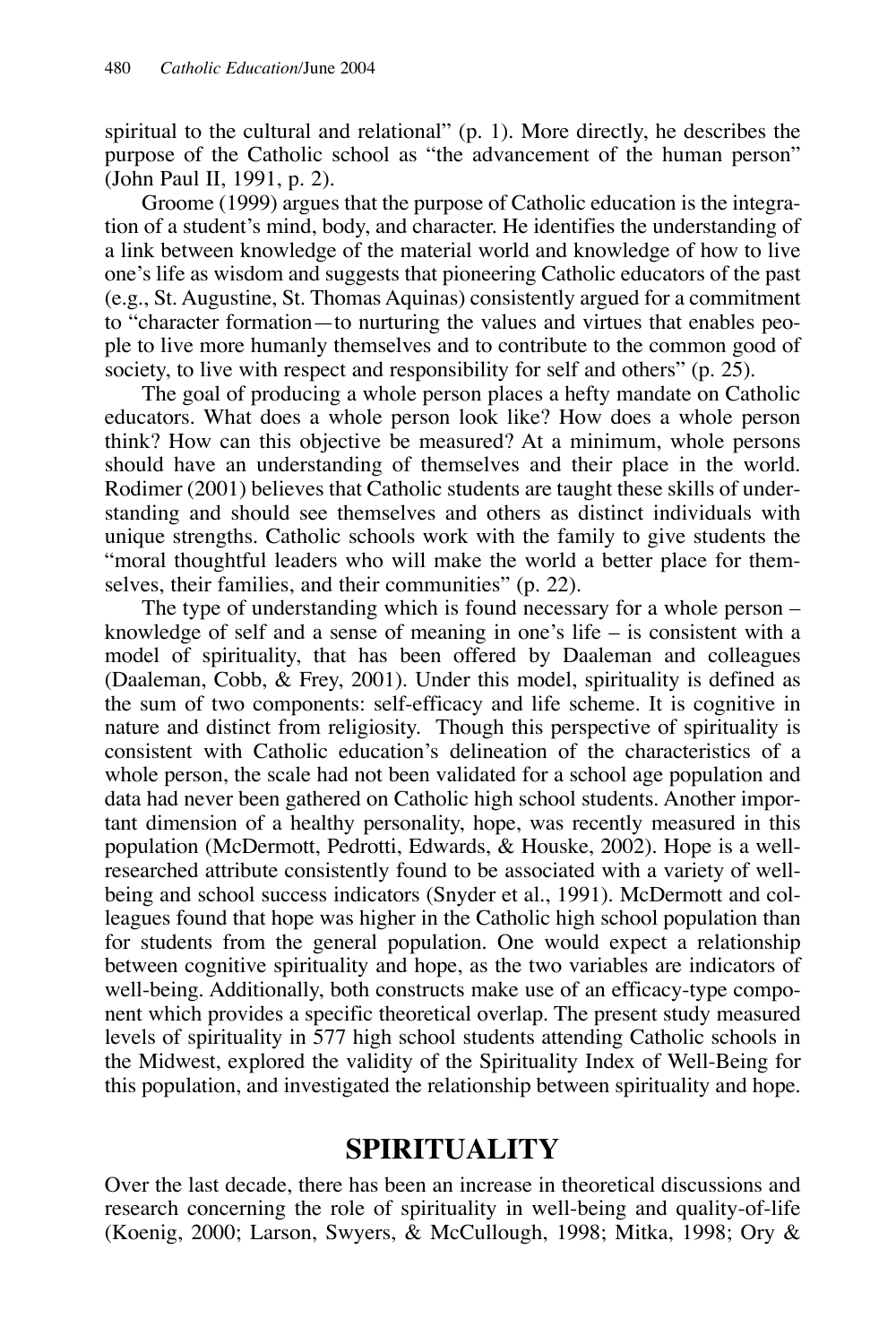spiritual to the cultural and relational" (p. 1). More directly, he describes the purpose of the Catholic school as "the advancement of the human person" (John Paul II, 1991, p. 2).

Groome (1999) argues that the purpose of Catholic education is the integration of a student's mind, body, and character. He identifies the understanding of a link between knowledge of the material world and knowledge of how to live one's life as wisdom and suggests that pioneering Catholic educators of the past (e.g., St. Augustine, St. Thomas Aquinas) consistently argued for a commitment to "character formation—to nurturing the values and virtues that enables people to live more humanly themselves and to contribute to the common good of society, to live with respect and responsibility for self and others" (p. 25).

The goal of producing a whole person places a hefty mandate on Catholic educators. What does a whole person look like? How does a whole person think? How can this objective be measured? At a minimum, whole persons should have an understanding of themselves and their place in the world. Rodimer (2001) believes that Catholic students are taught these skills of understanding and should see themselves and others as distinct individuals with unique strengths. Catholic schools work with the family to give students the "moral thoughtful leaders who will make the world a better place for themselves, their families, and their communities" (p. 22).

The type of understanding which is found necessary for a whole person – knowledge of self and a sense of meaning in one's life – is consistent with a model of spirituality, that has been offered by Daaleman and colleagues (Daaleman, Cobb, & Frey, 2001). Under this model, spirituality is defined as the sum of two components: self-efficacy and life scheme. It is cognitive in nature and distinct from religiosity. Though this perspective of spirituality is consistent with Catholic education's delineation of the characteristics of a whole person, the scale had not been validated for a school age population and data had never been gathered on Catholic high school students. Another important dimension of a healthy personality, hope, was recently measured in this population (McDermott, Pedrotti, Edwards, & Houske, 2002). Hope is a well-researched attribute consistently found to be associated with a variety of well-being and school success indicators (Snyder et al., 1991). McDermott and colleagues found that hope was higher in the Catholic high school population than for students from the general population. One would expect a relationship between cognitive spirituality and hope, as the two variables are indicators of well-being. Additionally, both constructs make use of an efficacy-type component which provides a specific theoretical overlap. The present study measured levels of spirituality in 577 high school students attending Catholic schools in the Midwest, explored the validity of the Spirituality Index of Well-Being for this population, and investigated the relationship between spirituality and hope.

## SPIRITUALITY

Over the last decade, there has been an increase in theoretical discussions and research concerning the role of spirituality in well-being and quality-of-life (Koenig, 2000; Larson, Swyers, & McCullough, 1998; Mitka, 1998; Ory &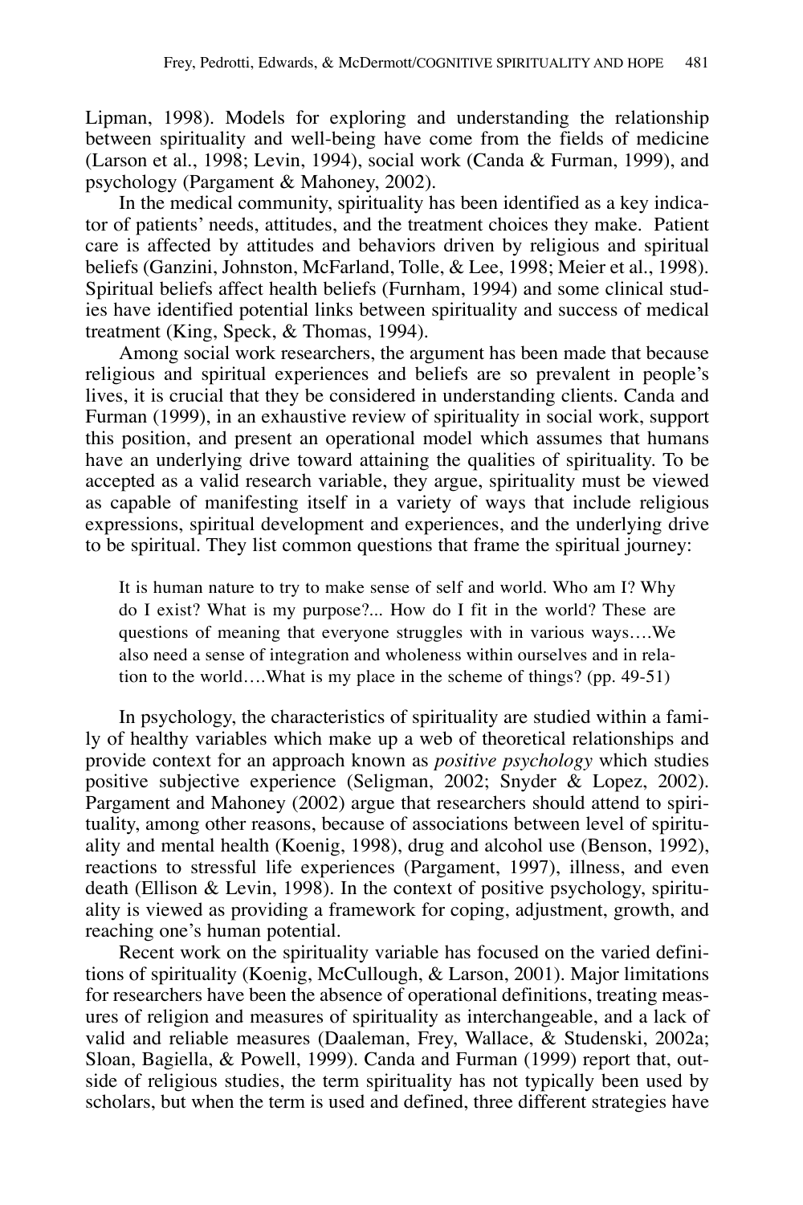Lipman, 1998). Models for exploring and understanding the relationship between spirituality and well-being have come from the fields of medicine (Larson et al., 1998; Levin, 1994), social work (Canda & Furman, 1999), and psychology (Pargament & Mahoney, 2002).

In the medical community, spirituality has been identified as a key indicator of patients' needs, attitudes, and the treatment choices they make. Patient care is affected by attitudes and behaviors driven by religious and spiritual beliefs (Ganzini, Johnston, McFarland, Tolle, & Lee, 1998; Meier et al., 1998). Spiritual beliefs affect health beliefs (Furnham, 1994) and some clinical studies have identified potential links between spirituality and success of medical treatment (King, Speck, & Thomas, 1994).

Among social work researchers, the argument has been made that because religious and spiritual experiences and beliefs are so prevalent in people's lives, it is crucial that they be considered in understanding clients. Canda and Furman (1999), in an exhaustive review of spirituality in social work, support this position, and present an operational model which assumes that humans have an underlying drive toward attaining the qualities of spirituality. To be accepted as a valid research variable, they argue, spirituality must be viewed as capable of manifesting itself in a variety of ways that include religious expressions, spiritual development and experiences, and the underlying drive to be spiritual. They list common questions that frame the spiritual journey:

> It is human nature to try to make sense of self and world. Who am I? Why do I exist? What is my purpose?... How do I fit in the world? These are questions of meaning that everyone struggles with in various ways….We also need a sense of integration and wholeness within ourselves and in relation to the world….What is my place in the scheme of things? (pp. 49-51)

In psychology, the characteristics of spirituality are studied within a family of healthy variables which make up a web of theoretical relationships and provide context for an approach known as *positive psychology* which studies positive subjective experience (Seligman, 2002; Snyder & Lopez, 2002). Pargament and Mahoney (2002) argue that researchers should attend to spirituality, among other reasons, because of associations between level of spirituality and mental health (Koenig, 1998), drug and alcohol use (Benson, 1992), reactions to stressful life experiences (Pargament, 1997), illness, and even death (Ellison & Levin, 1998). In the context of positive psychology, spirituality is viewed as providing a framework for coping, adjustment, growth, and reaching one's human potential.

Recent work on the spirituality variable has focused on the varied definitions of spirituality (Koenig, McCullough, & Larson, 2001). Major limitations for researchers have been the absence of operational definitions, treating measures of religion and measures of spirituality as interchangeable, and a lack of valid and reliable measures (Daaleman, Frey, Wallace, & Studenski, 2002a; Sloan, Bagiella, & Powell, 1999). Canda and Furman (1999) report that, outside of religious studies, the term spirituality has not typically been used by scholars, but when the term is used and defined, three different strategies have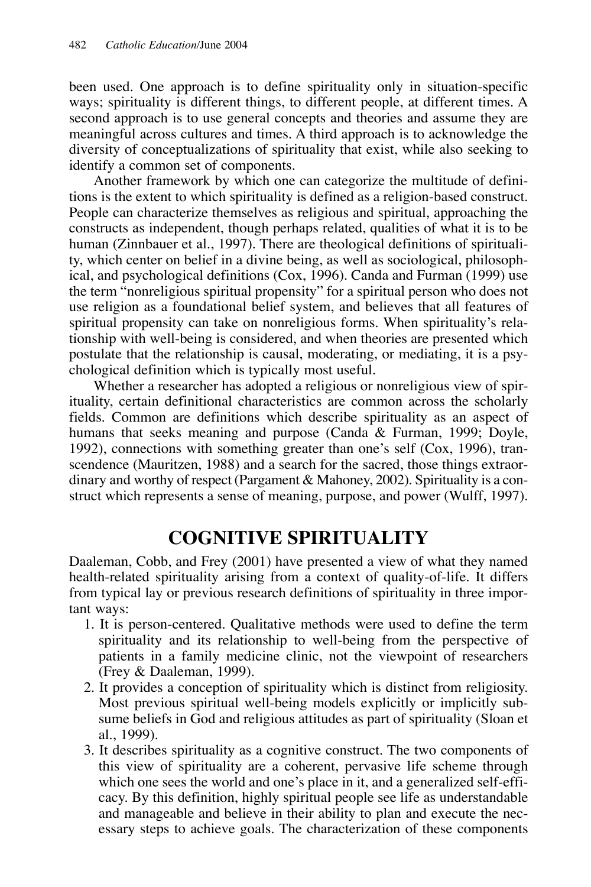been used. One approach is to define spirituality only in situation-specific ways; spirituality is different things, to different people, at different times. A second approach is to use general concepts and theories and assume they are meaningful across cultures and times. A third approach is to acknowledge the diversity of conceptualizations of spirituality that exist, while also seeking to identify a common set of components.

Another framework by which one can categorize the multitude of definitions is the extent to which spirituality is defined as a religion-based construct. People can characterize themselves as religious and spiritual, approaching the constructs as independent, though perhaps related, qualities of what it is to be human (Zinnbauer et al., 1997). There are theological definitions of spirituality, which center on belief in a divine being, as well as sociological, philosophical, and psychological definitions (Cox, 1996). Canda and Furman (1999) use the term "nonreligious spiritual propensity" for a spiritual person who does not use religion as a foundational belief system, and believes that all features of spiritual propensity can take on nonreligious forms. When spirituality's relationship with well-being is considered, and when theories are presented which postulate that the relationship is causal, moderating, or mediating, it is a psychological definition which is typically most useful.

Whether a researcher has adopted a religious or nonreligious view of spirituality, certain definitional characteristics are common across the scholarly fields. Common are definitions which describe spirituality as an aspect of humans that seeks meaning and purpose (Canda & Furman, 1999; Doyle, 1992), connections with something greater than one's self (Cox, 1996), transcendence (Mauritzen, 1988) and a search for the sacred, those things extraordinary and worthy of respect (Pargament & Mahoney, 2002). Spirituality is a construct which represents a sense of meaning, purpose, and power (Wulff, 1997).

## COGNITIVE SPIRITUALITY

Daaleman, Cobb, and Frey (2001) have presented a view of what they named health-related spirituality arising from a context of quality-of-life. It differs from typical lay or previous research definitions of spirituality in three important ways:

1. It is person-centered. Qualitative methods were used to define the term spirituality and its relationship to well-being from the perspective of patients in a family medicine clinic, not the viewpoint of researchers (Frey & Daaleman, 1999).
2. It provides a conception of spirituality which is distinct from religiosity. Most previous spiritual well-being models explicitly or implicitly subsume beliefs in God and religious attitudes as part of spirituality (Sloan et al., 1999).
3. It describes spirituality as a cognitive construct. The two components of this view of spirituality are a coherent, pervasive life scheme through which one sees the world and one's place in it, and a generalized self-efficacy. By this definition, highly spiritual people see life as understandable and manageable and believe in their ability to plan and execute the necessary steps to achieve goals. The characterization of these components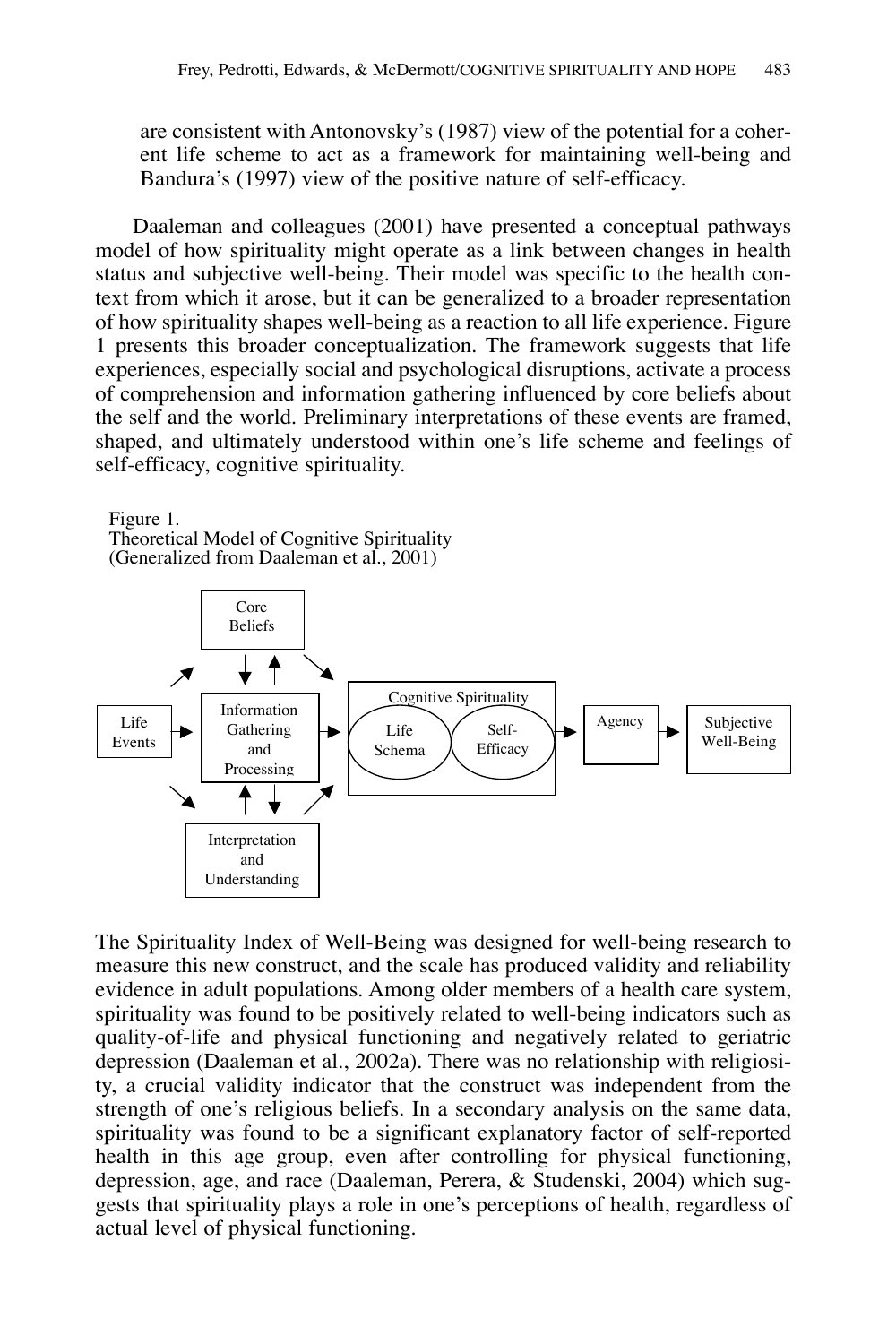are consistent with Antonovsky's (1987) view of the potential for a coherent life scheme to act as a framework for maintaining well-being and Bandura's (1997) view of the positive nature of self-efficacy.

Daaleman and colleagues (2001) have presented a conceptual pathways model of how spirituality might operate as a link between changes in health status and subjective well-being. Their model was specific to the health context from which it arose, but it can be generalized to a broader representation of how spirituality shapes well-being as a reaction to all life experience. Figure 1 presents this broader conceptualization. The framework suggests that life experiences, especially social and psychological disruptions, activate a process of comprehension and information gathering influenced by core beliefs about the self and the world. Preliminary interpretations of these events are framed, shaped, and ultimately understood within one's life scheme and feelings of self-efficacy, cognitive spirituality.

Figure 1.
Theoretical Model of Cognitive Spirituality
(Generalized from Daaleman et al., 2001)

Core Beliefs

Life Events → Information Gathering and Processing → Cognitive Spirituality (Life Schema, Self-Efficacy) → Agency → Subjective Well-Being

Interpretation and Understanding

The Spirituality Index of Well-Being was designed for well-being research to measure this new construct, and the scale has produced validity and reliability evidence in adult populations. Among older members of a health care system, spirituality was found to be positively related to well-being indicators such as quality-of-life and physical functioning and negatively related to geriatric depression (Daaleman et al., 2002a). There was no relationship with religiosity, a crucial validity indicator that the construct was independent from the strength of one's religious beliefs. In a secondary analysis on the same data, spirituality was found to be a significant explanatory factor of self-reported health in this age group, even after controlling for physical functioning, depression, age, and race (Daaleman, Perera, & Studenski, 2004) which suggests that spirituality plays a role in one's perceptions of health, regardless of actual level of physical functioning.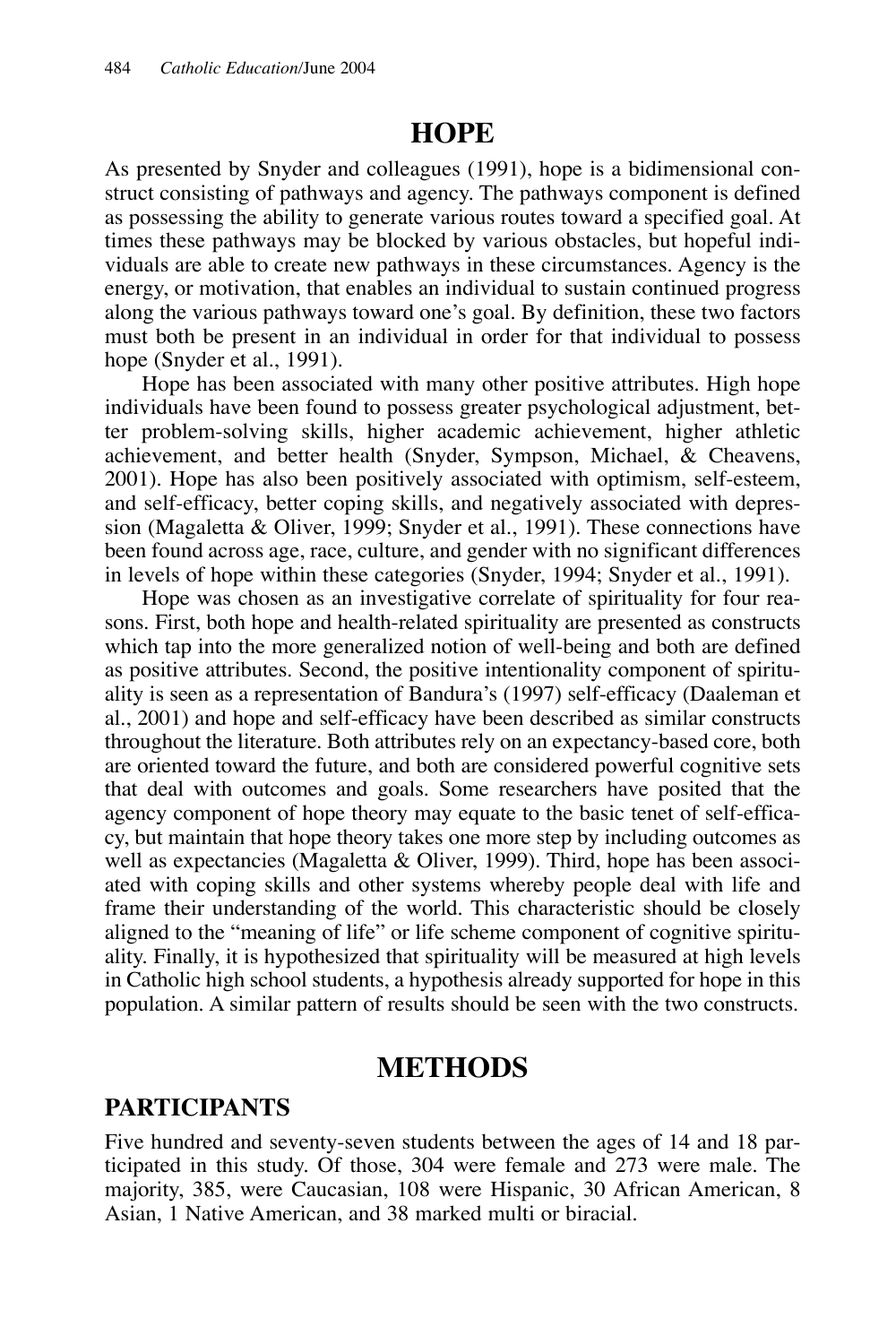## HOPE

As presented by Snyder and colleagues (1991), hope is a bidimensional construct consisting of pathways and agency. The pathways component is defined as possessing the ability to generate various routes toward a specified goal. At times these pathways may be blocked by various obstacles, but hopeful individuals are able to create new pathways in these circumstances. Agency is the energy, or motivation, that enables an individual to sustain continued progress along the various pathways toward one's goal. By definition, these two factors must both be present in an individual in order for that individual to possess hope (Snyder et al., 1991).

Hope has been associated with many other positive attributes. High hope individuals have been found to possess greater psychological adjustment, better problem-solving skills, higher academic achievement, higher athletic achievement, and better health (Snyder, Sympson, Michael, & Cheavens, 2001). Hope has also been positively associated with optimism, self-esteem, and self-efficacy, better coping skills, and negatively associated with depression (Magaletta & Oliver, 1999; Snyder et al., 1991). These connections have been found across age, race, culture, and gender with no significant differences in levels of hope within these categories (Snyder, 1994; Snyder et al., 1991).

Hope was chosen as an investigative correlate of spirituality for four reasons. First, both hope and health-related spirituality are presented as constructs which tap into the more generalized notion of well-being and both are defined as positive attributes. Second, the positive intentionality component of spirituality is seen as a representation of Bandura's (1997) self-efficacy (Daaleman et al., 2001) and hope and self-efficacy have been described as similar constructs throughout the literature. Both attributes rely on an expectancy-based core, both are oriented toward the future, and both are considered powerful cognitive sets that deal with outcomes and goals. Some researchers have posited that the agency component of hope theory may equate to the basic tenet of self-efficacy, but maintain that hope theory takes one more step by including outcomes as well as expectancies (Magaletta & Oliver, 1999). Third, hope has been associated with coping skills and other systems whereby people deal with life and frame their understanding of the world. This characteristic should be closely aligned to the "meaning of life" or life scheme component of cognitive spirituality. Finally, it is hypothesized that spirituality will be measured at high levels in Catholic high school students, a hypothesis already supported for hope in this population. A similar pattern of results should be seen with the two constructs.

## METHODS

### PARTICIPANTS

Five hundred and seventy-seven students between the ages of 14 and 18 participated in this study. Of those, 304 were female and 273 were male. The majority, 385, were Caucasian, 108 were Hispanic, 30 African American, 8 Asian, 1 Native American, and 38 marked multi or biracial.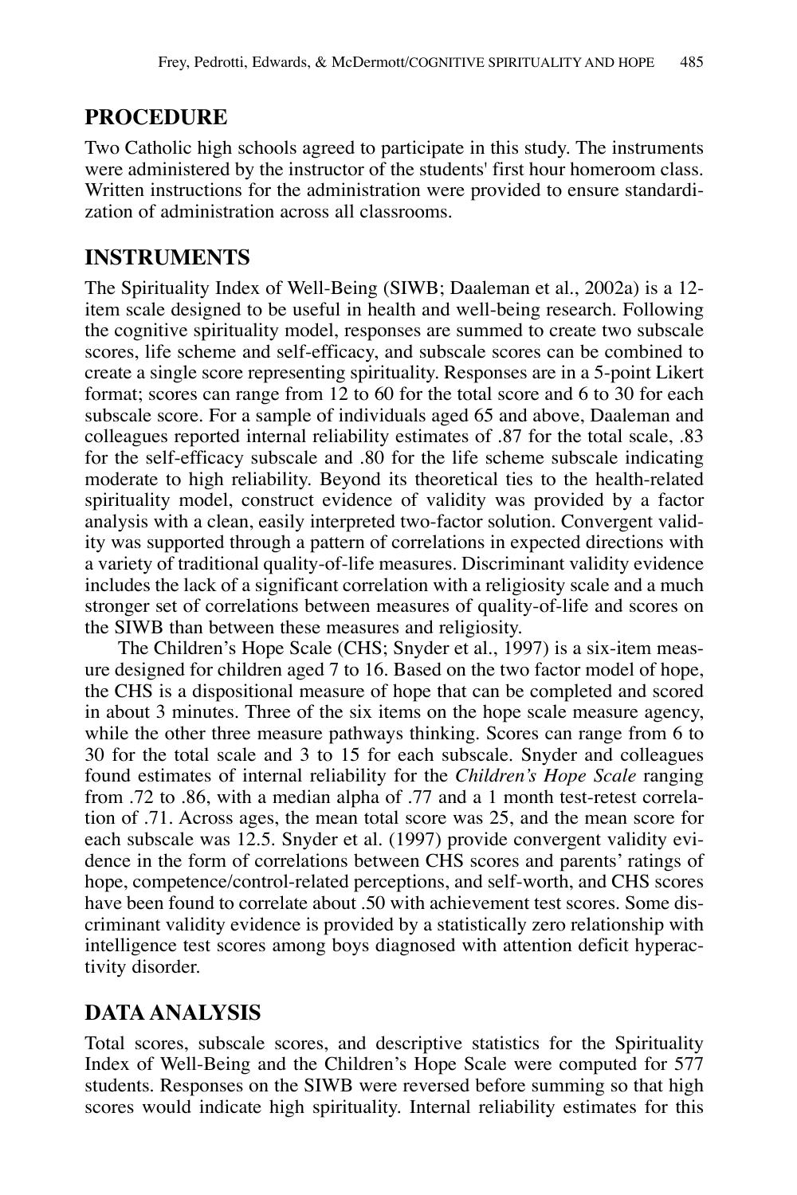## PROCEDURE

Two Catholic high schools agreed to participate in this study. The instruments were administered by the instructor of the students' first hour homeroom class. Written instructions for the administration were provided to ensure standardization of administration across all classrooms.

## INSTRUMENTS

The Spirituality Index of Well-Being (SIWB; Daaleman et al., 2002a) is a 12-item scale designed to be useful in health and well-being research. Following the cognitive spirituality model, responses are summed to create two subscale scores, life scheme and self-efficacy, and subscale scores can be combined to create a single score representing spirituality. Responses are in a 5-point Likert format; scores can range from 12 to 60 for the total score and 6 to 30 for each subscale score. For a sample of individuals aged 65 and above, Daaleman and colleagues reported internal reliability estimates of .87 for the total scale, .83 for the self-efficacy subscale and .80 for the life scheme subscale indicating moderate to high reliability. Beyond its theoretical ties to the health-related spirituality model, construct evidence of validity was provided by a factor analysis with a clean, easily interpreted two-factor solution. Convergent validity was supported through a pattern of correlations in expected directions with a variety of traditional quality-of-life measures. Discriminant validity evidence includes the lack of a significant correlation with a religiosity scale and a much stronger set of correlations between measures of quality-of-life and scores on the SIWB than between these measures and religiosity.

The Children's Hope Scale (CHS; Snyder et al., 1997) is a six-item measure designed for children aged 7 to 16. Based on the two factor model of hope, the CHS is a dispositional measure of hope that can be completed and scored in about 3 minutes. Three of the six items on the hope scale measure agency, while the other three measure pathways thinking. Scores can range from 6 to 30 for the total scale and 3 to 15 for each subscale. Snyder and colleagues found estimates of internal reliability for the *Children's Hope Scale* ranging from .72 to .86, with a median alpha of .77 and a 1 month test-retest correlation of .71. Across ages, the mean total score was 25, and the mean score for each subscale was 12.5. Snyder et al. (1997) provide convergent validity evidence in the form of correlations between CHS scores and parents' ratings of hope, competence/control-related perceptions, and self-worth, and CHS scores have been found to correlate about .50 with achievement test scores. Some discriminant validity evidence is provided by a statistically zero relationship with intelligence test scores among boys diagnosed with attention deficit hyperactivity disorder.

## DATA ANALYSIS

Total scores, subscale scores, and descriptive statistics for the Spirituality Index of Well-Being and the Children's Hope Scale were computed for 577 students. Responses on the SIWB were reversed before summing so that high scores would indicate high spirituality. Internal reliability estimates for this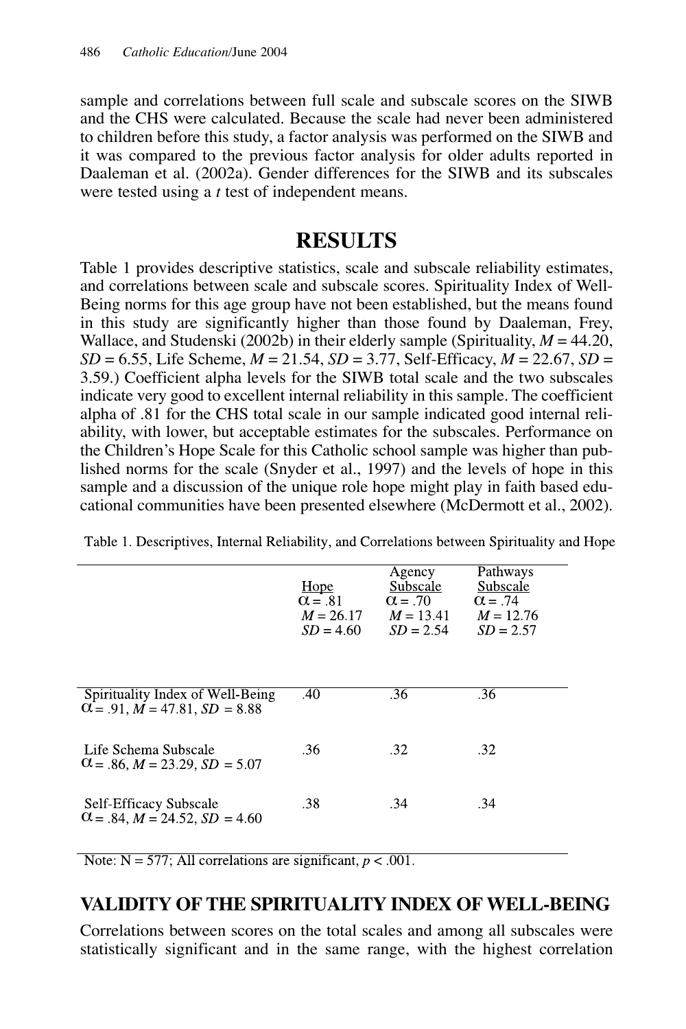sample and correlations between full scale and subscale scores on the SIWB and the CHS were calculated. Because the scale had never been administered to children before this study, a factor analysis was performed on the SIWB and it was compared to the previous factor analysis for older adults reported in Daaleman et al. (2002a). Gender differences for the SIWB and its subscales were tested using a *t* test of independent means.

## RESULTS

Table 1 provides descriptive statistics, scale and subscale reliability estimates, and correlations between scale and subscale scores. Spirituality Index of Well-Being norms for this age group have not been established, but the means found in this study are significantly higher than those found by Daaleman, Frey, Wallace, and Studenski (2002b) in their elderly sample (Spirituality, $M = 44.20$, $SD = 6.55$, Life Scheme, $M = 21.54$, $SD = 3.77$, Self-Efficacy, $M = 22.67$, $SD = 3.59$.) Coefficient alpha levels for the SIWB total scale and the two subscales indicate very good to excellent internal reliability in this sample. The coefficient alpha of .81 for the CHS total scale in our sample indicated good internal reliability, with lower, but acceptable estimates for the subscales. Performance on the Children's Hope Scale for this Catholic school sample was higher than published norms for the scale (Snyder et al., 1997) and the levels of hope in this sample and a discussion of the unique role hope might play in faith based educational communities have been presented elsewhere (McDermott et al., 2002).

Table 1. Descriptives, Internal Reliability, and Correlations between Spirituality and Hope

| | Hope $\alpha = .81$ $M = 26.17$ $SD = 4.60$ | Agency Subscale $\alpha = .70$ $M = 13.41$ $SD = 2.54$ | Pathways Subscale $\alpha = .74$ $M = 12.76$ $SD = 2.57$ |
|---|---|---|---|
| Spirituality Index of Well-Being $\alpha = .91$, $M = 47.81$, $SD = 8.88$ | .40 | .36 | .36 |
| Life Schema Subscale $\alpha = .86$, $M = 23.29$, $SD = 5.07$ | .36 | .32 | .32 |
| Self-Efficacy Subscale $\alpha = .84$, $M = 24.52$, $SD = 4.60$ | .38 | .34 | .34 |

Note: N = 577; All correlations are significant, $p < .001$.

## VALIDITY OF THE SPIRITUALITY INDEX OF WELL-BEING

Correlations between scores on the total scales and among all subscales were statistically significant and in the same range, with the highest correlation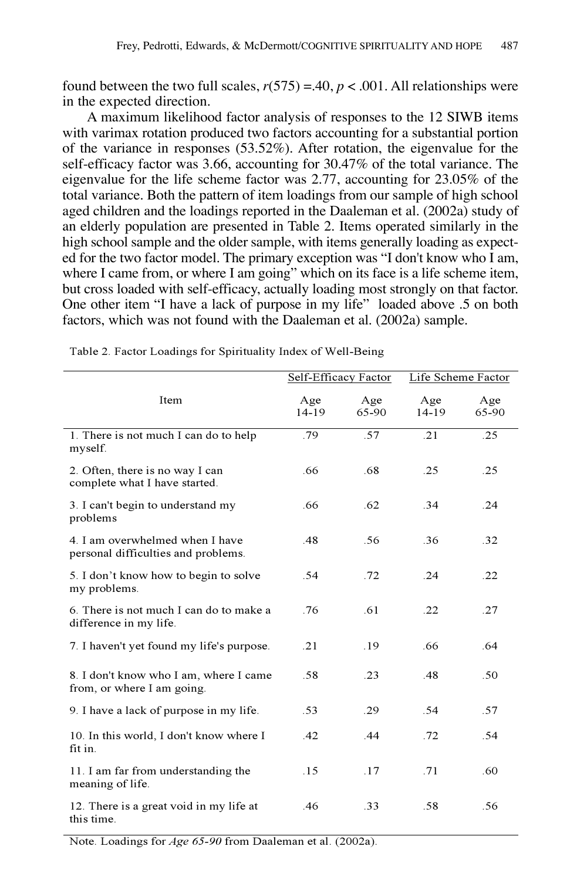found between the two full scales, $r(575) = .40$, $p < .001$. All relationships were in the expected direction.

A maximum likelihood factor analysis of responses to the 12 SIWB items with varimax rotation produced two factors accounting for a substantial portion of the variance in responses (53.52%). After rotation, the eigenvalue for the self-efficacy factor was 3.66, accounting for 30.47% of the total variance. The eigenvalue for the life scheme factor was 2.77, accounting for 23.05% of the total variance. Both the pattern of item loadings from our sample of high school aged children and the loadings reported in the Daaleman et al. (2002a) study of an elderly population are presented in Table 2. Items operated similarly in the high school sample and the older sample, with items generally loading as expected for the two factor model. The primary exception was "I don't know who I am, where I came from, or where I am going" which on its face is a life scheme item, but cross loaded with self-efficacy, actually loading most strongly on that factor. One other item "I have a lack of purpose in my life" loaded above .5 on both factors, which was not found with the Daaleman et al. (2002a) sample.

Table 2. Factor Loadings for Spirituality Index of Well-Being

| Item | Self-Efficacy Factor | | Life Scheme Factor | |
|---|---|---|---|---|
| | Age 14-19 | Age 65-90 | Age 14-19 | Age 65-90 |
| 1. There is not much I can do to help myself. | .79 | .57 | .21 | .25 |
| 2. Often, there is no way I can complete what I have started. | .66 | .68 | .25 | .25 |
| 3. I can't begin to understand my problems | .66 | .62 | .34 | .24 |
| 4. I am overwhelmed when I have personal difficulties and problems. | .48 | .56 | .36 | .32 |
| 5. I don't know how to begin to solve my problems. | .54 | .72 | .24 | .22 |
| 6. There is not much I can do to make a difference in my life. | .76 | .61 | .22 | .27 |
| 7. I haven't yet found my life's purpose. | .21 | .19 | .66 | .64 |
| 8. I don't know who I am, where I came from, or where I am going. | .58 | .23 | .48 | .50 |
| 9. I have a lack of purpose in my life. | .53 | .29 | .54 | .57 |
| 10. In this world, I don't know where I fit in. | .42 | .44 | .72 | .54 |
| 11. I am far from understanding the meaning of life. | .15 | .17 | .71 | .60 |
| 12. There is a great void in my life at this time. | .46 | .33 | .58 | .56 |

Note. Loadings for *Age 65-90* from Daaleman et al. (2002a).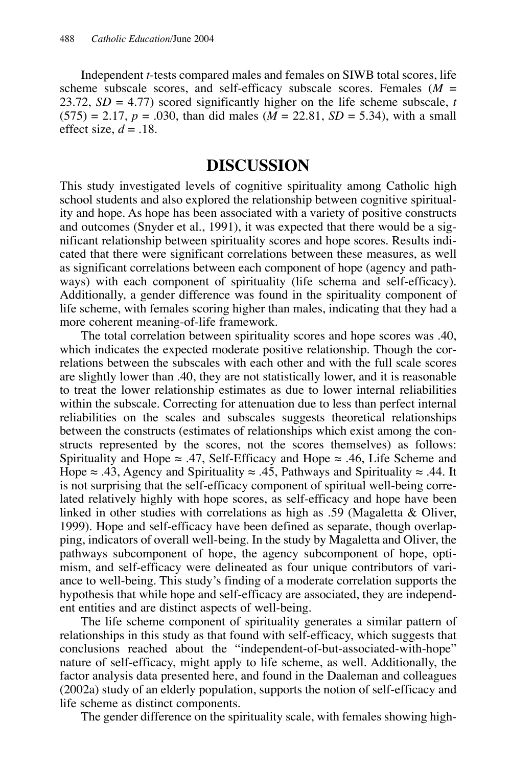Independent *t*-tests compared males and females on SIWB total scores, life scheme subscale scores, and self-efficacy subscale scores. Females ($M$ = 23.72, $SD$ = 4.77) scored significantly higher on the life scheme subscale, $t$ (575) = 2.17, $p$ = .030, than did males ($M$ = 22.81, $SD$ = 5.34), with a small effect size, $d$ = .18.

## DISCUSSION

This study investigated levels of cognitive spirituality among Catholic high school students and also explored the relationship between cognitive spirituality and hope. As hope has been associated with a variety of positive constructs and outcomes (Snyder et al., 1991), it was expected that there would be a significant relationship between spirituality scores and hope scores. Results indicated that there were significant correlations between these measures, as well as significant correlations between each component of hope (agency and pathways) with each component of spirituality (life schema and self-efficacy). Additionally, a gender difference was found in the spirituality component of life scheme, with females scoring higher than males, indicating that they had a more coherent meaning-of-life framework.

The total correlation between spirituality scores and hope scores was .40, which indicates the expected moderate positive relationship. Though the correlations between the subscales with each other and with the full scale scores are slightly lower than .40, they are not statistically lower, and it is reasonable to treat the lower relationship estimates as due to lower internal reliabilities within the subscale. Correcting for attenuation due to less than perfect internal reliabilities on the scales and subscales suggests theoretical relationships between the constructs (estimates of relationships which exist among the constructs represented by the scores, not the scores themselves) as follows: Spirituality and Hope ≈ .47, Self-Efficacy and Hope ≈ .46, Life Scheme and Hope ≈ .43, Agency and Spirituality ≈ .45, Pathways and Spirituality ≈ .44. It is not surprising that the self-efficacy component of spiritual well-being correlated relatively highly with hope scores, as self-efficacy and hope have been linked in other studies with correlations as high as .59 (Magaletta & Oliver, 1999). Hope and self-efficacy have been defined as separate, though overlapping, indicators of overall well-being. In the study by Magaletta and Oliver, the pathways subcomponent of hope, the agency subcomponent of hope, optimism, and self-efficacy were delineated as four unique contributors of variance to well-being. This study's finding of a moderate correlation supports the hypothesis that while hope and self-efficacy are associated, they are independent entities and are distinct aspects of well-being.

The life scheme component of spirituality generates a similar pattern of relationships in this study as that found with self-efficacy, which suggests that conclusions reached about the "independent-of-but-associated-with-hope" nature of self-efficacy, might apply to life scheme, as well. Additionally, the factor analysis data presented here, and found in the Daaleman and colleagues (2002a) study of an elderly population, supports the notion of self-efficacy and life scheme as distinct components.

The gender difference on the spirituality scale, with females showing high-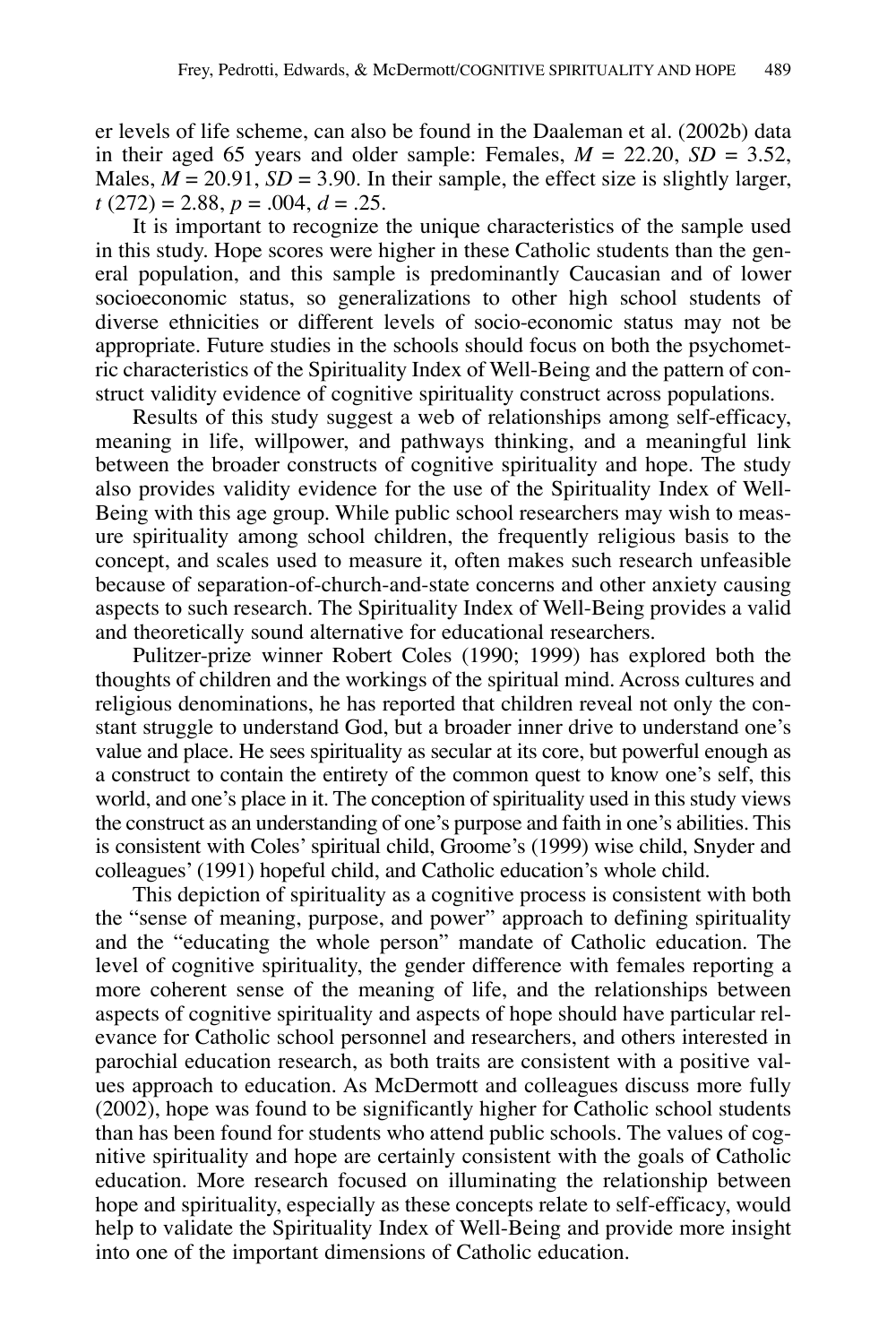er levels of life scheme, can also be found in the Daaleman et al. (2002b) data in their aged 65 years and older sample: Females, $M$ = 22.20, $SD$ = 3.52, Males, $M$ = 20.91, $SD$ = 3.90. In their sample, the effect size is slightly larger, $t$ (272) = 2.88, $p$ = .004, $d$ = .25.

It is important to recognize the unique characteristics of the sample used in this study. Hope scores were higher in these Catholic students than the general population, and this sample is predominantly Caucasian and of lower socioeconomic status, so generalizations to other high school students of diverse ethnicities or different levels of socio-economic status may not be appropriate. Future studies in the schools should focus on both the psychometric characteristics of the Spirituality Index of Well-Being and the pattern of construct validity evidence of cognitive spirituality construct across populations.

Results of this study suggest a web of relationships among self-efficacy, meaning in life, willpower, and pathways thinking, and a meaningful link between the broader constructs of cognitive spirituality and hope. The study also provides validity evidence for the use of the Spirituality Index of Well-Being with this age group. While public school researchers may wish to measure spirituality among school children, the frequently religious basis to the concept, and scales used to measure it, often makes such research unfeasible because of separation-of-church-and-state concerns and other anxiety causing aspects to such research. The Spirituality Index of Well-Being provides a valid and theoretically sound alternative for educational researchers.

Pulitzer-prize winner Robert Coles (1990; 1999) has explored both the thoughts of children and the workings of the spiritual mind. Across cultures and religious denominations, he has reported that children reveal not only the constant struggle to understand God, but a broader inner drive to understand one's value and place. He sees spirituality as secular at its core, but powerful enough as a construct to contain the entirety of the common quest to know one's self, this world, and one's place in it. The conception of spirituality used in this study views the construct as an understanding of one's purpose and faith in one's abilities. This is consistent with Coles' spiritual child, Groome's (1999) wise child, Snyder and colleagues' (1991) hopeful child, and Catholic education's whole child.

This depiction of spirituality as a cognitive process is consistent with both the "sense of meaning, purpose, and power" approach to defining spirituality and the "educating the whole person" mandate of Catholic education. The level of cognitive spirituality, the gender difference with females reporting a more coherent sense of the meaning of life, and the relationships between aspects of cognitive spirituality and aspects of hope should have particular relevance for Catholic school personnel and researchers, and others interested in parochial education research, as both traits are consistent with a positive values approach to education. As McDermott and colleagues discuss more fully (2002), hope was found to be significantly higher for Catholic school students than has been found for students who attend public schools. The values of cognitive spirituality and hope are certainly consistent with the goals of Catholic education. More research focused on illuminating the relationship between hope and spirituality, especially as these concepts relate to self-efficacy, would help to validate the Spirituality Index of Well-Being and provide more insight into one of the important dimensions of Catholic education.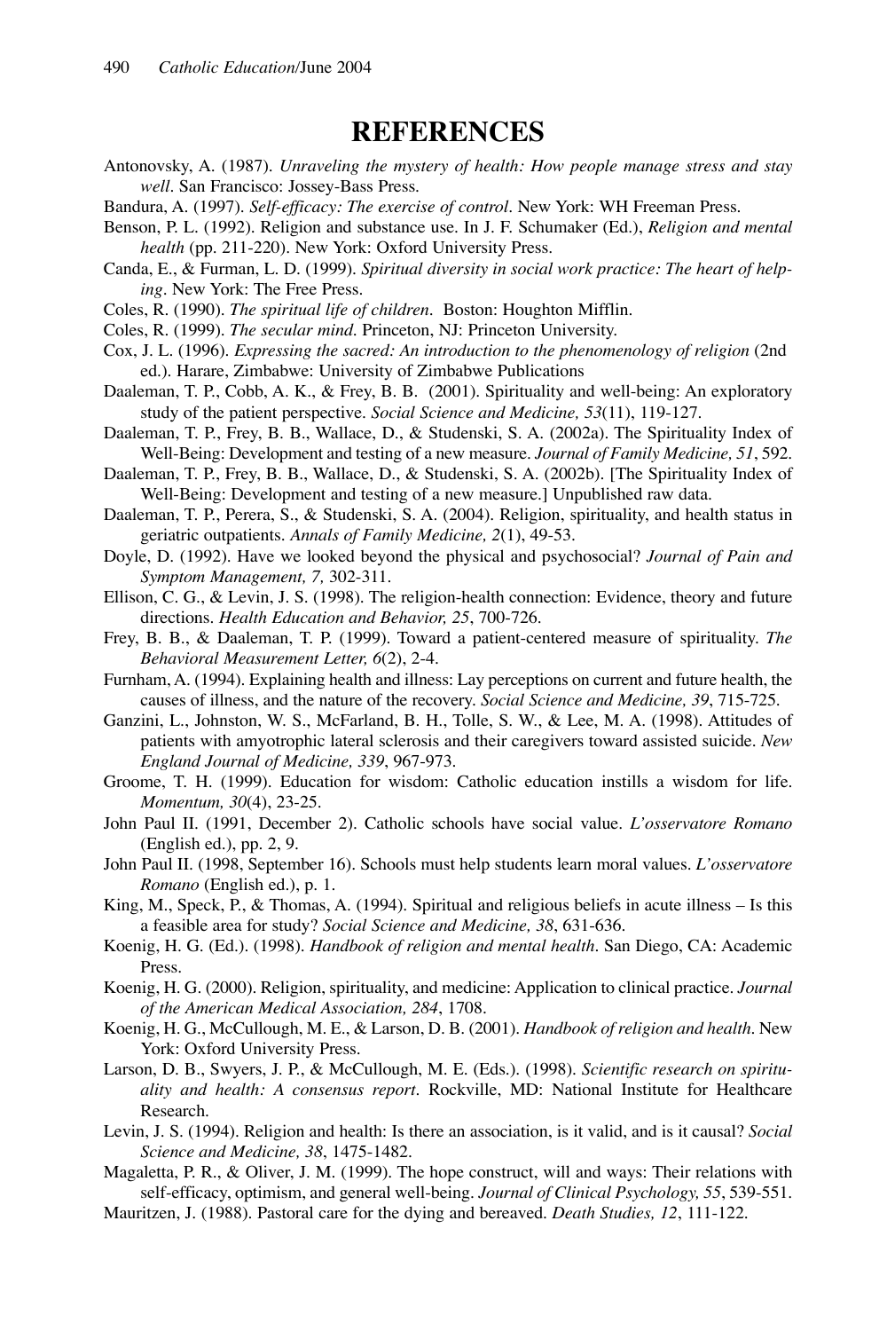# REFERENCES

Antonovsky, A. (1987). *Unraveling the mystery of health: How people manage stress and stay well*. San Francisco: Jossey-Bass Press.

Bandura, A. (1997). *Self-efficacy: The exercise of control*. New York: WH Freeman Press.

Benson, P. L. (1992). Religion and substance use. In J. F. Schumaker (Ed.), *Religion and mental health* (pp. 211-220). New York: Oxford University Press.

Canda, E., & Furman, L. D. (1999). *Spiritual diversity in social work practice: The heart of helping*. New York: The Free Press.

Coles, R. (1990). *The spiritual life of children*. Boston: Houghton Mifflin.

Coles, R. (1999). *The secular mind*. Princeton, NJ: Princeton University.

Cox, J. L. (1996). *Expressing the sacred: An introduction to the phenomenology of religion* (2nd ed.). Harare, Zimbabwe: University of Zimbabwe Publications

Daaleman, T. P., Cobb, A. K., & Frey, B. B. (2001). Spirituality and well-being: An exploratory study of the patient perspective. *Social Science and Medicine, 53*(11), 119-127.

Daaleman, T. P., Frey, B. B., Wallace, D., & Studenski, S. A. (2002a). The Spirituality Index of Well-Being: Development and testing of a new measure. *Journal of Family Medicine, 51*, 592.

Daaleman, T. P., Frey, B. B., Wallace, D., & Studenski, S. A. (2002b). [The Spirituality Index of Well-Being: Development and testing of a new measure.] Unpublished raw data.

Daaleman, T. P., Perera, S., & Studenski, S. A. (2004). Religion, spirituality, and health status in geriatric outpatients. *Annals of Family Medicine, 2*(1), 49-53.

Doyle, D. (1992). Have we looked beyond the physical and psychosocial? *Journal of Pain and Symptom Management, 7*, 302-311.

Ellison, C. G., & Levin, J. S. (1998). The religion-health connection: Evidence, theory and future directions. *Health Education and Behavior, 25*, 700-726.

Frey, B. B., & Daaleman, T. P. (1999). Toward a patient-centered measure of spirituality. *The Behavioral Measurement Letter, 6*(2), 2-4.

Furnham, A. (1994). Explaining health and illness: Lay perceptions on current and future health, the causes of illness, and the nature of the recovery. *Social Science and Medicine, 39*, 715-725.

Ganzini, L., Johnston, W. S., McFarland, B. H., Tolle, S. W., & Lee, M. A. (1998). Attitudes of patients with amyotrophic lateral sclerosis and their caregivers toward assisted suicide. *New England Journal of Medicine, 339*, 967-973.

Groome, T. H. (1999). Education for wisdom: Catholic education instills a wisdom for life. *Momentum, 30*(4), 23-25.

John Paul II. (1991, December 2). Catholic schools have social value. *L'osservatore Romano* (English ed.), pp. 2, 9.

John Paul II. (1998, September 16). Schools must help students learn moral values. *L'osservatore Romano* (English ed.), p. 1.

King, M., Speck, P., & Thomas, A. (1994). Spiritual and religious beliefs in acute illness – Is this a feasible area for study? *Social Science and Medicine, 38*, 631-636.

Koenig, H. G. (Ed.). (1998). *Handbook of religion and mental health*. San Diego, CA: Academic Press.

Koenig, H. G. (2000). Religion, spirituality, and medicine: Application to clinical practice. *Journal of the American Medical Association, 284*, 1708.

Koenig, H. G., McCullough, M. E., & Larson, D. B. (2001). *Handbook of religion and health*. New York: Oxford University Press.

Larson, D. B., Swyers, J. P., & McCullough, M. E. (Eds.). (1998). *Scientific research on spirituality and health: A consensus report*. Rockville, MD: National Institute for Healthcare Research.

Levin, J. S. (1994). Religion and health: Is there an association, is it valid, and is it causal? *Social Science and Medicine, 38*, 1475-1482.

Magaletta, P. R., & Oliver, J. M. (1999). The hope construct, will and ways: Their relations with self-efficacy, optimism, and general well-being. *Journal of Clinical Psychology, 55*, 539-551.

Mauritzen, J. (1988). Pastoral care for the dying and bereaved. *Death Studies, 12*, 111-122.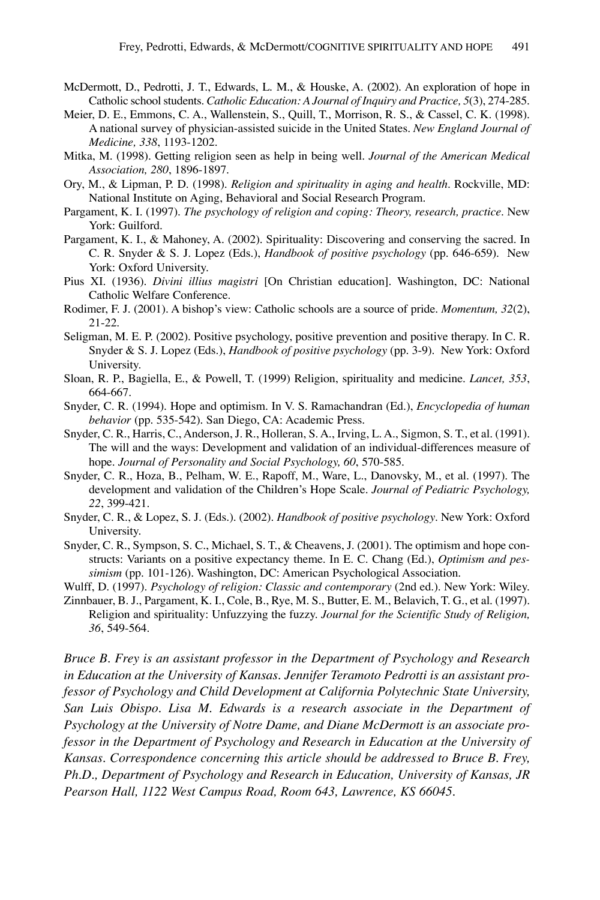McDermott, D., Pedrotti, J. T., Edwards, L. M., & Houske, A. (2002). An exploration of hope in Catholic school students. *Catholic Education: A Journal of Inquiry and Practice, 5*(3), 274-285.

Meier, D. E., Emmons, C. A., Wallenstein, S., Quill, T., Morrison, R. S., & Cassel, C. K. (1998). A national survey of physician-assisted suicide in the United States. *New England Journal of Medicine, 338*, 1193-1202.

Mitka, M. (1998). Getting religion seen as help in being well. *Journal of the American Medical Association, 280*, 1896-1897.

Ory, M., & Lipman, P. D. (1998). *Religion and spirituality in aging and health*. Rockville, MD: National Institute on Aging, Behavioral and Social Research Program.

Pargament, K. I. (1997). *The psychology of religion and coping: Theory, research, practice*. New York: Guilford.

Pargament, K. I., & Mahoney, A. (2002). Spirituality: Discovering and conserving the sacred. In C. R. Snyder & S. J. Lopez (Eds.), *Handbook of positive psychology* (pp. 646-659). New York: Oxford University.

Pius XI. (1936). *Divini illius magistri* [On Christian education]. Washington, DC: National Catholic Welfare Conference.

Rodimer, F. J. (2001). A bishop's view: Catholic schools are a source of pride. *Momentum, 32*(2), 21-22.

Seligman, M. E. P. (2002). Positive psychology, positive prevention and positive therapy. In C. R. Snyder & S. J. Lopez (Eds.), *Handbook of positive psychology* (pp. 3-9). New York: Oxford University.

Sloan, R. P., Bagiella, E., & Powell, T. (1999) Religion, spirituality and medicine. *Lancet, 353*, 664-667.

Snyder, C. R. (1994). Hope and optimism. In V. S. Ramachandran (Ed.), *Encyclopedia of human behavior* (pp. 535-542). San Diego, CA: Academic Press.

Snyder, C. R., Harris, C., Anderson, J. R., Holleran, S. A., Irving, L. A., Sigmon, S. T., et al. (1991). The will and the ways: Development and validation of an individual-differences measure of hope. *Journal of Personality and Social Psychology, 60*, 570-585.

Snyder, C. R., Hoza, B., Pelham, W. E., Rapoff, M., Ware, L., Danovsky, M., et al. (1997). The development and validation of the Children's Hope Scale. *Journal of Pediatric Psychology, 22*, 399-421.

Snyder, C. R., & Lopez, S. J. (Eds.). (2002). *Handbook of positive psychology*. New York: Oxford University.

Snyder, C. R., Sympson, S. C., Michael, S. T., & Cheavens, J. (2001). The optimism and hope constructs: Variants on a positive expectancy theme. In E. C. Chang (Ed.), *Optimism and pessimism* (pp. 101-126). Washington, DC: American Psychological Association.

Wulff, D. (1997). *Psychology of religion: Classic and contemporary* (2nd ed.). New York: Wiley.

Zinnbauer, B. J., Pargament, K. I., Cole, B., Rye, M. S., Butter, E. M., Belavich, T. G., et al. (1997). Religion and spirituality: Unfuzzying the fuzzy. *Journal for the Scientific Study of Religion, 36*, 549-564.

*Bruce B. Frey is an assistant professor in the Department of Psychology and Research in Education at the University of Kansas. Jennifer Teramoto Pedrotti is an assistant professor of Psychology and Child Development at California Polytechnic State University, San Luis Obispo. Lisa M. Edwards is a research associate in the Department of Psychology at the University of Notre Dame, and Diane McDermott is an associate professor in the Department of Psychology and Research in Education at the University of Kansas. Correspondence concerning this article should be addressed to Bruce B. Frey, Ph.D., Department of Psychology and Research in Education, University of Kansas, JR Pearson Hall, 1122 West Campus Road, Room 643, Lawrence, KS 66045.*